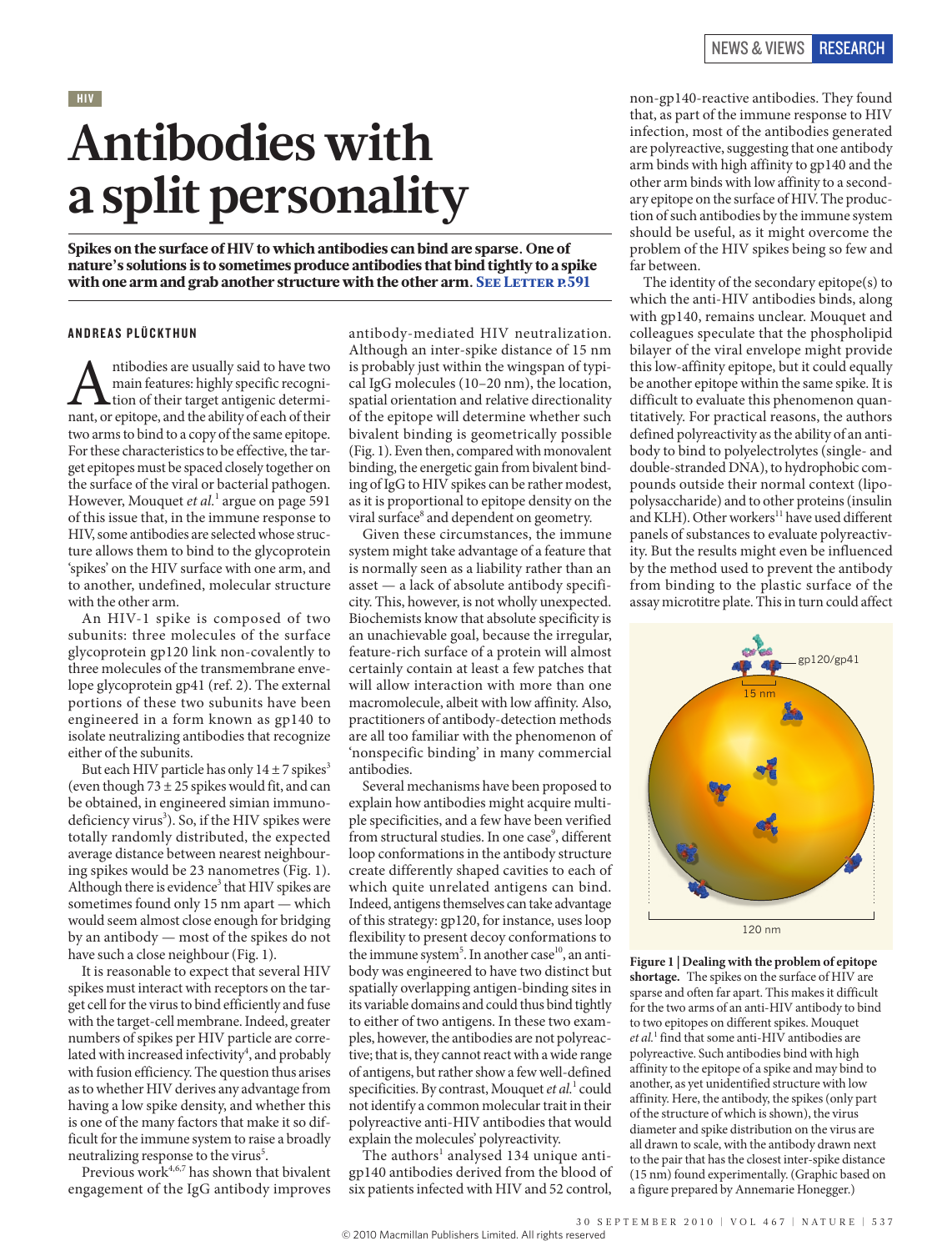HIV

# Antibodies with a split personality

**Spikes on the surface of HIV to which antibodies can bind are sparse. One of nature's solutions is to sometimes produce antibodies that bind tightly to a spike with one arm and grab another structure with the other arm. See Letter p.591**

ANDREAS PLÜCKTHUN

Antibodies are usually said to have two main features: highly specific recognition of their target antigenic determinant, or epitope, and the ability of each of their two arms to bind to a copy of the same epitope. For these characteristics to be effective, the target epitopes must be spaced closely together on the surface of the viral or bacterial pathogen. However, Mouquet *et al.*[1] argue on page 591 of this issue that, in the immune response to HIV, some antibodies are selected whose structure allows them to bind to the glycoprotein 'spikes' on the HIV surface with one arm, and to another, undefined, molecular structure with the other arm.

An HIV-1 spike is composed of two subunits: three molecules of the surface glycoprotein gp120 link non-covalently to three molecules of the transmembrane envelope glycoprotein gp41 (ref. 2). The external portions of these two subunits have been engineered in a form known as gp140 to isolate neutralizing antibodies that recognize either of the subunits.

But each HIV particle has only 14 ± 7 spikes[3] (even though 73 ± 25 spikes would fit, and can be obtained, in engineered simian immunodeficiency virus[3]). So, if the HIV spikes were totally randomly distributed, the expected average distance between nearest neighbouring spikes would be 23 nanometres (Fig. 1). Although there is evidence[3] that HIV spikes are sometimes found only 15 nm apart — which would seem almost close enough for bridging by an antibody — most of the spikes do not have such a close neighbour (Fig. 1).

It is reasonable to expect that several HIV spikes must interact with receptors on the target cell for the virus to bind efficiently and fuse with the target-cell membrane. Indeed, greater numbers of spikes per HIV particle are correlated with increased infectivity[4], and probably with fusion efficiency. The question thus arises as to whether HIV derives any advantage from having a low spike density, and whether this is one of the many factors that make it so difficult for the immune system to raise a broadly neutralizing response to the virus[5].

Previous work[4,6,7] has shown that bivalent engagement of the IgG antibody improves antibody-mediated HIV neutralization. Although an inter-spike distance of 15 nm is probably just within the wingspan of typical IgG molecules (10–20 nm), the location, spatial orientation and relative directionality of the epitope will determine whether such bivalent binding is geometrically possible (Fig. 1). Even then, compared with monovalent binding, the energetic gain from bivalent binding of IgG to HIV spikes can be rather modest, as it is proportional to epitope density on the viral surface[8] and dependent on geometry.

Given these circumstances, the immune system might take advantage of a feature that is normally seen as a liability rather than an asset — a lack of absolute antibody specificity. This, however, is not wholly unexpected. Biochemists know that absolute specificity is an unachievable goal, because the irregular, feature-rich surface of a protein will almost certainly contain at least a few patches that will allow interaction with more than one macromolecule, albeit with low affinity. Also, practitioners of antibody-detection methods are all too familiar with the phenomenon of 'nonspecific binding' in many commercial antibodies.

Several mechanisms have been proposed to explain how antibodies might acquire multiple specificities, and a few have been verified from structural studies. In one case[9], different loop conformations in the antibody structure create differently shaped cavities to each of which quite unrelated antigens can bind. Indeed, antigens themselves can take advantage of this strategy: gp120, for instance, uses loop flexibility to present decoy conformations to the immune system[5]. In another case[10], an antibody was engineered to have two distinct but spatially overlapping antigen-binding sites in its variable domains and could thus bind tightly to either of two antigens. In these two examples, however, the antibodies are not polyreactive; that is, they cannot react with a wide range of antigens, but rather show a few well-defined specificities. By contrast, Mouquet *et al.*[1] could not identify a common molecular trait in their polyreactive anti-HIV antibodies that would explain the molecules' polyreactivity.

The authors[1] analysed 134 unique anti-gp140 antibodies derived from the blood of six patients infected with HIV and 52 control, non-gp140-reactive antibodies. They found that, as part of the immune response to HIV infection, most of the antibodies generated are polyreactive, suggesting that one antibody arm binds with high affinity to gp140 and the other arm binds with low affinity to a secondary epitope on the surface of HIV. The production of such antibodies by the immune system should be useful, as it might overcome the problem of the HIV spikes being so few and far between.

The identity of the secondary epitope(s) to which the anti-HIV antibodies binds, along with gp140, remains unclear. Mouquet and colleagues speculate that the phospholipid bilayer of the viral envelope might provide this low-affinity epitope, but it could equally be another epitope within the same spike. It is difficult to evaluate this phenomenon quantitatively. For practical reasons, the authors defined polyreactivity as the ability of an antibody to bind to polyelectrolytes (single- and double-stranded DNA), to hydrophobic compounds outside their normal context (lipopolysaccharide) and to other proteins (insulin and KLH). Other workers[11] have used different panels of substances to evaluate polyreactivity. But the results might even be influenced by the method used to prevent the antibody from binding to the plastic surface of the assay microtitre plate. This in turn could affect

**Figure 1 | Dealing with the problem of epitope shortage.** The spikes on the surface of HIV are sparse and often far apart. This makes it difficult for the two arms of an anti-HIV antibody to bind to two epitopes on different spikes. Mouquet *et al.*[1] find that some anti-HIV antibodies are polyreactive. Such antibodies bind with high affinity to the epitope of a spike and may bind to another, as yet unidentified structure with low affinity. Here, the antibody, the spikes (only part of the structure of which is shown), the virus diameter and spike distribution on the virus are all drawn to scale, with the antibody drawn next to the pair that has the closest inter-spike distance (15 nm) found experimentally. (Graphic based on a figure prepared by Annemarie Honegger.)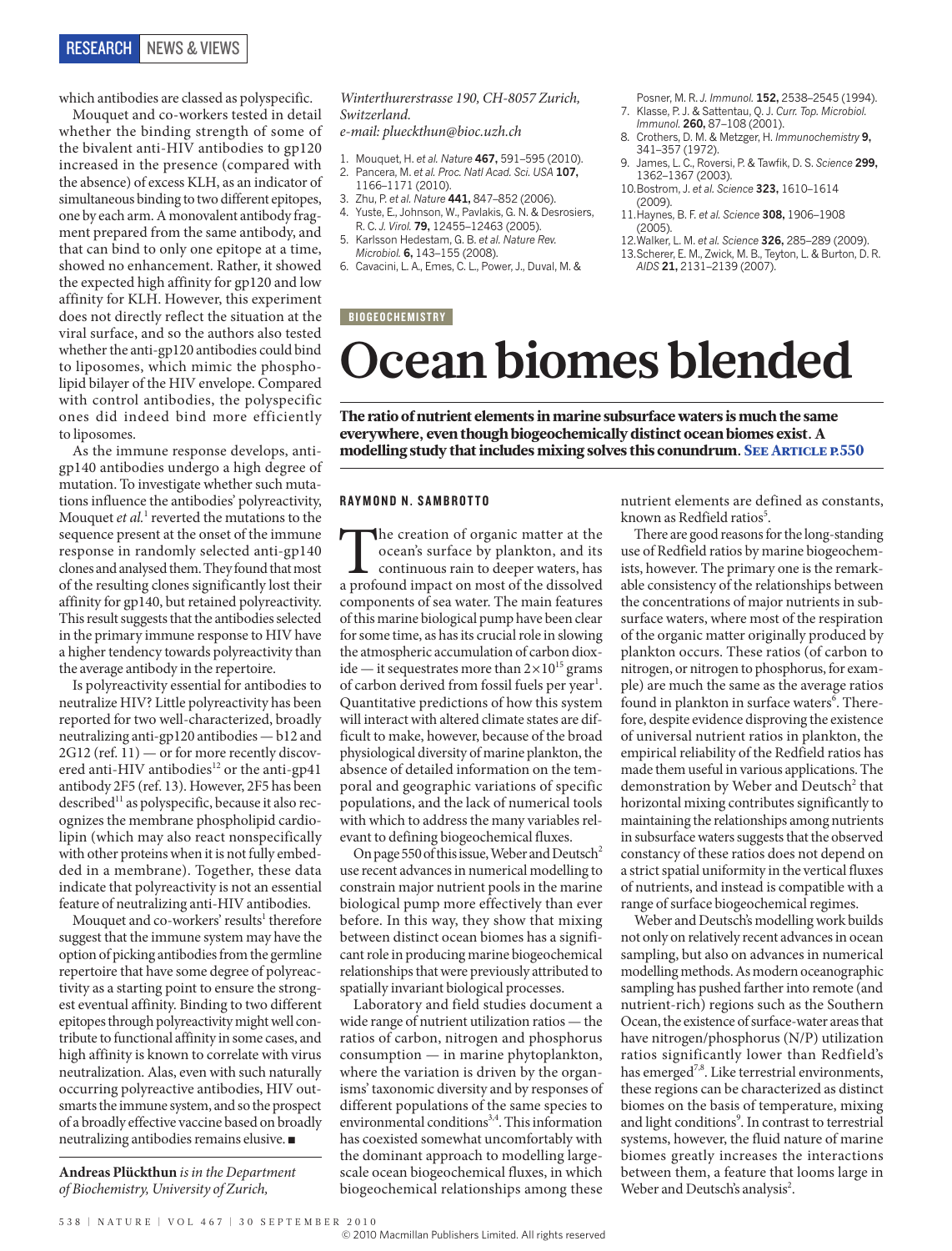which antibodies are classed as polyspecific.

Mouquet and co-workers tested in detail whether the binding strength of some of the bivalent anti-HIV antibodies to gp120 increased in the presence (compared with the absence) of excess KLH, as an indicator of simultaneous binding to two different epitopes, one by each arm. A monovalent antibody fragment prepared from the same antibody, and that can bind to only one epitope at a time, showed no enhancement. Rather, it showed the expected high affinity for gp120 and low affinity for KLH. However, this experiment does not directly reflect the situation at the viral surface, and so the authors also tested whether the anti-gp120 antibodies could bind to liposomes, which mimic the phospholipid bilayer of the HIV envelope. Compared with control antibodies, the polyspecific ones did indeed bind more efficiently to liposomes.

As the immune response develops, anti-gp140 antibodies undergo a high degree of mutation. To investigate whether such mutations influence the antibodies' polyreactivity, Mouquet *et al.*[1] reverted the mutations to the sequence present at the onset of the immune response in randomly selected anti-gp140 clones and analysed them. They found that most of the resulting clones significantly lost their affinity for gp140, but retained polyreactivity. This result suggests that the antibodies selected in the primary immune response to HIV have a higher tendency towards polyreactivity than the average antibody in the repertoire.

Is polyreactivity essential for antibodies to neutralize HIV? Little polyreactivity has been reported for two well-characterized, broadly neutralizing anti-gp120 antibodies — b12 and 2G12 (ref. 11) — or for more recently discovered anti-HIV antibodies[12] or the anti-gp41 antibody 2F5 (ref. 13). However, 2F5 has been described[11] as polyspecific, because it also recognizes the membrane phospholipid cardiolipin (which may also react nonspecifically with other proteins when it is not fully embedded in a membrane). Together, these data indicate that polyreactivity is not an essential feature of neutralizing anti-HIV antibodies.

Mouquet and co-workers' results[1] therefore suggest that the immune system may have the option of picking antibodies from the germline repertoire that have some degree of polyreactivity as a starting point to ensure the strongest eventual affinity. Binding to two different epitopes through polyreactivity might well contribute to functional affinity in some cases, and high affinity is known to correlate with virus neutralization. Alas, even with such naturally occurring polyreactive antibodies, HIV outsmarts the immune system, and so the prospect of a broadly effective vaccine based on broadly neutralizing antibodies remains elusive. ■

**Andreas Plückthun** *is in the Department of Biochemistry, University of Zurich, Winterthurerstrasse 190, CH-8057 Zurich, Switzerland.*
*e-mail: plueckthun@bioc.uzh.ch*

1. Mouquet, H. *et al. Nature* **467,** 591–595 (2010).
2. Pancera, M. *et al. Proc. Natl Acad. Sci. USA* **107,** 1166–1171 (2010).
3. Zhu, P. *et al. Nature* **441,** 847–852 (2006).
4. Yuste, E., Johnson, W., Pavlakis, G. N. & Desrosiers, R. C. *J. Virol.* **79,** 12455–12463 (2005).
5. Karlsson Hedestam, G. B. *et al. Nature Rev. Microbiol.* **6,** 143–155 (2008).
6. Cavacini, L. A., Emes, C. L., Power, J., Duval, M. & Posner, M. R. *J. Immunol.* **152,** 2538–2545 (1994).
7. Klasse, P. J. & Sattentau, Q. J. *Curr. Top. Microbiol. Immunol.* **260,** 87–108 (2001).
8. Crothers, D. M. & Metzger, H. *Immunochemistry* **9,** 341–357 (1972).
9. James, L. C., Roversi, P. & Tawfik, D. S. *Science* **299,** 1362–1367 (2003).
10. Bostrom, J. *et al. Science* **323,** 1610–1614 (2009).
11. Haynes, B. F. *et al. Science* **308,** 1906–1908 (2005).
12. Walker, L. M. *et al. Science* **326,** 285–289 (2009).
13. Scherer, E. M., Zwick, M. B., Teyton, L. & Burton, D. R. *AIDS* **21,** 2131–2139 (2007).

BIOGEOCHEMISTRY

# Ocean biomes blended

**The ratio of nutrient elements in marine subsurface waters is much the same everywhere, even though biogeochemically distinct ocean biomes exist. A modelling study that includes mixing solves this conundrum. See Article p.550**

RAYMOND N. SAMBROTTO

The creation of organic matter at the ocean's surface by plankton, and its continuous rain to deeper waters, has a profound impact on most of the dissolved components of sea water. The main features of this marine biological pump have been clear for some time, as has its crucial role in slowing the atmospheric accumulation of carbon dioxide — it sequestrates more than $2\times10^{15}$ grams of carbon derived from fossil fuels per year[1]. Quantitative predictions of how this system will interact with altered climate states are difficult to make, however, because of the broad physiological diversity of marine plankton, the absence of detailed information on the temporal and geographic variations of specific populations, and the lack of numerical tools with which to address the many variables relevant to defining biogeochemical fluxes.

On page 550 of this issue, Weber and Deutsch[2] use recent advances in numerical modelling to constrain major nutrient pools in the marine biological pump more effectively than ever before. In this way, they show that mixing between distinct ocean biomes has a significant role in producing marine biogeochemical relationships that were previously attributed to spatially invariant biological processes.

Laboratory and field studies document a wide range of nutrient utilization ratios — the ratios of carbon, nitrogen and phosphorus consumption — in marine phytoplankton, where the variation is driven by the organisms' taxonomic diversity and by responses of different populations of the same species to environmental conditions[3,4]. This information has coexisted somewhat uncomfortably with the dominant approach to modelling large-scale ocean biogeochemical fluxes, in which biogeochemical relationships among these nutrient elements are defined as constants, known as Redfield ratios[5].

There are good reasons for the long-standing use of Redfield ratios by marine biogeochemists, however. The primary one is the remarkable consistency of the relationships between the concentrations of major nutrients in subsurface waters, where most of the respiration of the organic matter originally produced by plankton occurs. These ratios (of carbon to nitrogen, or nitrogen to phosphorus, for example) are much the same as the average ratios found in plankton in surface waters[6]. Therefore, despite evidence disproving the existence of universal nutrient ratios in plankton, the empirical reliability of the Redfield ratios has made them useful in various applications. The demonstration by Weber and Deutsch[2] that horizontal mixing contributes significantly to maintaining the relationships among nutrients in subsurface waters suggests that the observed constancy of these ratios does not depend on a strict spatial uniformity in the vertical fluxes of nutrients, and instead is compatible with a range of surface biogeochemical regimes.

Weber and Deutsch's modelling work builds not only on relatively recent advances in ocean sampling, but also on advances in numerical modelling methods. As modern oceanographic sampling has pushed farther into remote (and nutrient-rich) regions such as the Southern Ocean, the existence of surface-water areas that have nitrogen/phosphorus (N/P) utilization ratios significantly lower than Redfield's has emerged[7,8]. Like terrestrial environments, these regions can be characterized as distinct biomes on the basis of temperature, mixing and light conditions[9]. In contrast to terrestrial systems, however, the fluid nature of marine biomes greatly increases the interactions between them, a feature that looms large in Weber and Deutsch's analysis[2].